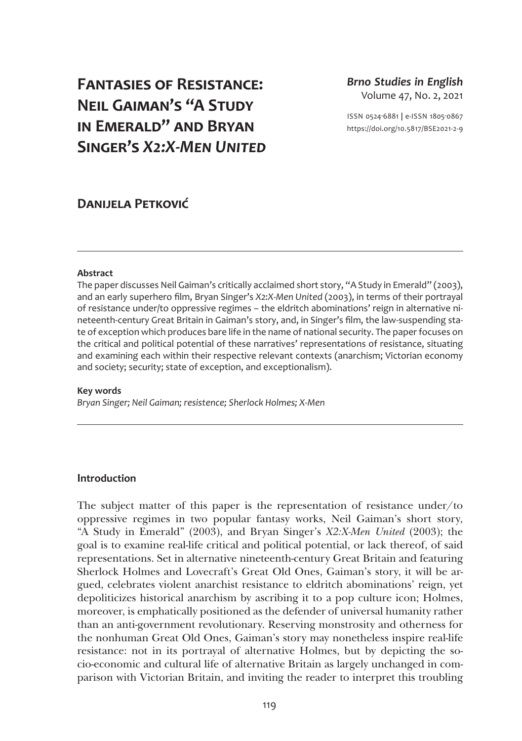# Fantasies of Resistance: Neil Gaiman's "A Study in Emerald" and Bryan Singer's *X2:X-Men United*

***Brno Studies in English***
Volume 47, No. 2, 2021

ISSN 0524-6881 | e-ISSN 1805-0867
https://doi.org/10.5817/BSE2021-2-9

## Danijela Petković

**Abstract**

The paper discusses Neil Gaiman's critically acclaimed short story, "A Study in Emerald" (2003), and an early superhero film, Bryan Singer's *X2:X-Men United* (2003), in terms of their portrayal of resistance under/to oppressive regimes – the eldritch abominations' reign in alternative nineteenth-century Great Britain in Gaiman's story, and, in Singer's film, the law-suspending state of exception which produces bare life in the name of national security. The paper focuses on the critical and political potential of these narratives' representations of resistance, situating and examining each within their respective relevant contexts (anarchism; Victorian economy and society; security; state of exception, and exceptionalism).

**Key words**

*Bryan Singer; Neil Gaiman; resistence; Sherlock Holmes; X-Men*

### Introduction

The subject matter of this paper is the representation of resistance under/to oppressive regimes in two popular fantasy works, Neil Gaiman's short story, "A Study in Emerald" (2003), and Bryan Singer's *X2:X-Men United* (2003); the goal is to examine real-life critical and political potential, or lack thereof, of said representations. Set in alternative nineteenth-century Great Britain and featuring Sherlock Holmes and Lovecraft's Great Old Ones, Gaiman's story, it will be argued, celebrates violent anarchist resistance to eldritch abominations' reign, yet depoliticizes historical anarchism by ascribing it to a pop culture icon; Holmes, moreover, is emphatically positioned as the defender of universal humanity rather than an anti-government revolutionary. Reserving monstrosity and otherness for the nonhuman Great Old Ones, Gaiman's story may nonetheless inspire real-life resistance: not in its portrayal of alternative Holmes, but by depicting the socio-economic and cultural life of alternative Britain as largely unchanged in comparison with Victorian Britain, and inviting the reader to interpret this troubling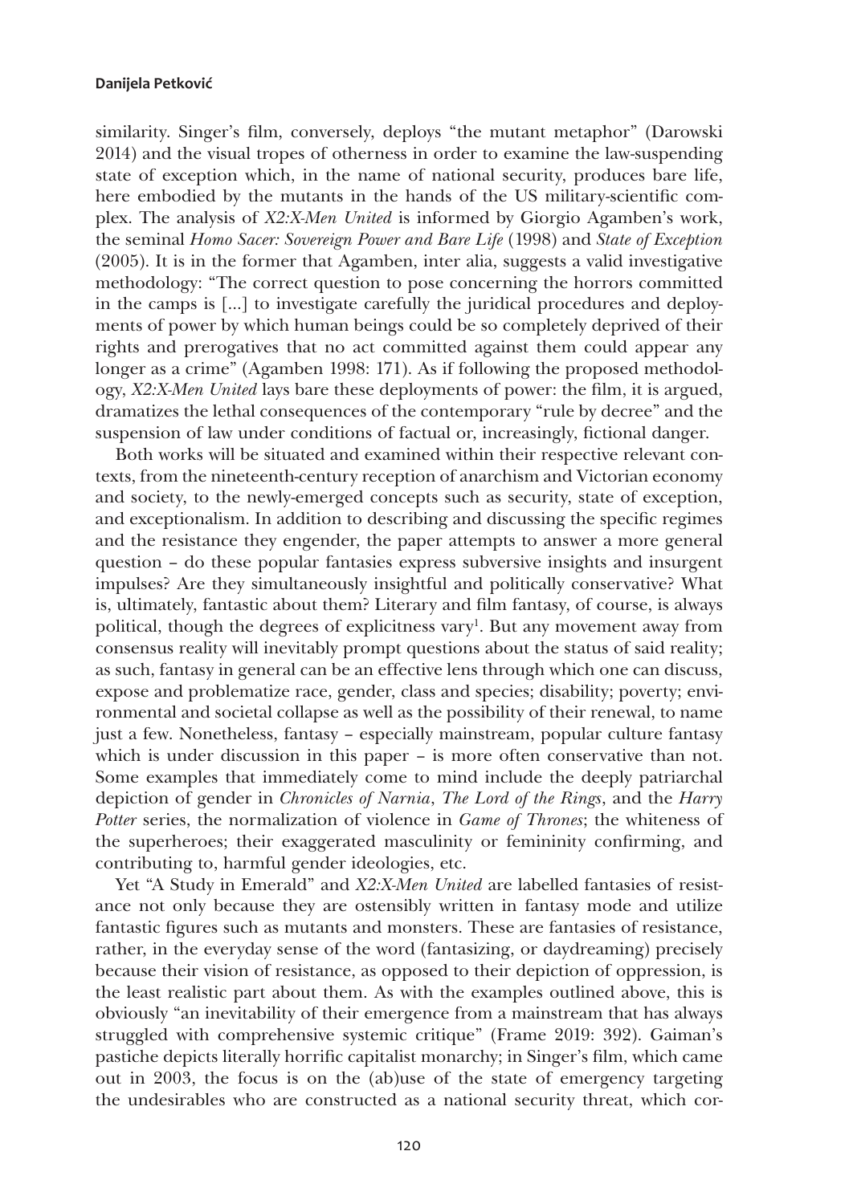similarity. Singer's film, conversely, deploys "the mutant metaphor" (Darowski 2014) and the visual tropes of otherness in order to examine the law-suspending state of exception which, in the name of national security, produces bare life, here embodied by the mutants in the hands of the US military-scientific complex. The analysis of *X2:X-Men United* is informed by Giorgio Agamben's work, the seminal *Homo Sacer: Sovereign Power and Bare Life* (1998) and *State of Exception* (2005). It is in the former that Agamben, inter alia, suggests a valid investigative methodology: "The correct question to pose concerning the horrors committed in the camps is [...] to investigate carefully the juridical procedures and deployments of power by which human beings could be so completely deprived of their rights and prerogatives that no act committed against them could appear any longer as a crime" (Agamben 1998: 171). As if following the proposed methodology, *X2:X-Men United* lays bare these deployments of power: the film, it is argued, dramatizes the lethal consequences of the contemporary "rule by decree" and the suspension of law under conditions of factual or, increasingly, fictional danger.

Both works will be situated and examined within their respective relevant contexts, from the nineteenth-century reception of anarchism and Victorian economy and society, to the newly-emerged concepts such as security, state of exception, and exceptionalism. In addition to describing and discussing the specific regimes and the resistance they engender, the paper attempts to answer a more general question – do these popular fantasies express subversive insights and insurgent impulses? Are they simultaneously insightful and politically conservative? What is, ultimately, fantastic about them? Literary and film fantasy, of course, is always political, though the degrees of explicitness vary[1]. But any movement away from consensus reality will inevitably prompt questions about the status of said reality; as such, fantasy in general can be an effective lens through which one can discuss, expose and problematize race, gender, class and species; disability; poverty; environmental and societal collapse as well as the possibility of their renewal, to name just a few. Nonetheless, fantasy – especially mainstream, popular culture fantasy which is under discussion in this paper – is more often conservative than not. Some examples that immediately come to mind include the deeply patriarchal depiction of gender in *Chronicles of Narnia*, *The Lord of the Rings*, and the *Harry Potter* series, the normalization of violence in *Game of Thrones*; the whiteness of the superheroes; their exaggerated masculinity or femininity confirming, and contributing to, harmful gender ideologies, etc.

Yet "A Study in Emerald" and *X2:X-Men United* are labelled fantasies of resistance not only because they are ostensibly written in fantasy mode and utilize fantastic figures such as mutants and monsters. These are fantasies of resistance, rather, in the everyday sense of the word (fantasizing, or daydreaming) precisely because their vision of resistance, as opposed to their depiction of oppression, is the least realistic part about them. As with the examples outlined above, this is obviously "an inevitability of their emergence from a mainstream that has always struggled with comprehensive systemic critique" (Frame 2019: 392). Gaiman's pastiche depicts literally horrific capitalist monarchy; in Singer's film, which came out in 2003, the focus is on the (ab)use of the state of emergency targeting the undesirables who are constructed as a national security threat, which cor-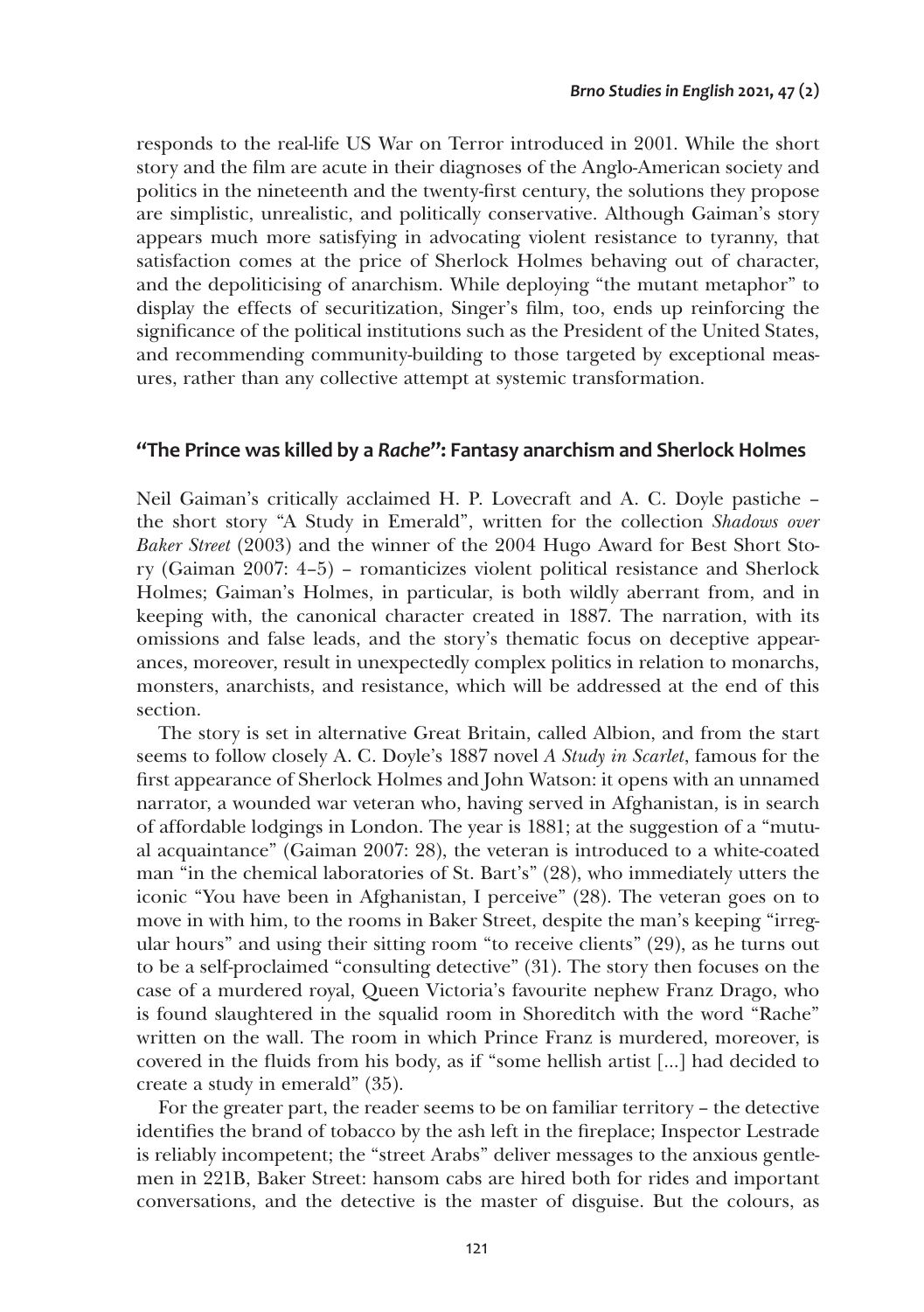responds to the real-life US War on Terror introduced in 2001. While the short story and the film are acute in their diagnoses of the Anglo-American society and politics in the nineteenth and the twenty-first century, the solutions they propose are simplistic, unrealistic, and politically conservative. Although Gaiman's story appears much more satisfying in advocating violent resistance to tyranny, that satisfaction comes at the price of Sherlock Holmes behaving out of character, and the depoliticising of anarchism. While deploying "the mutant metaphor" to display the effects of securitization, Singer's film, too, ends up reinforcing the significance of the political institutions such as the President of the United States, and recommending community-building to those targeted by exceptional measures, rather than any collective attempt at systemic transformation.

## "The Prince was killed by a *Rache*": Fantasy anarchism and Sherlock Holmes

Neil Gaiman's critically acclaimed H. P. Lovecraft and A. C. Doyle pastiche – the short story "A Study in Emerald", written for the collection *Shadows over Baker Street* (2003) and the winner of the 2004 Hugo Award for Best Short Story (Gaiman 2007: 4–5) – romanticizes violent political resistance and Sherlock Holmes; Gaiman's Holmes, in particular, is both wildly aberrant from, and in keeping with, the canonical character created in 1887. The narration, with its omissions and false leads, and the story's thematic focus on deceptive appearances, moreover, result in unexpectedly complex politics in relation to monarchs, monsters, anarchists, and resistance, which will be addressed at the end of this section.

The story is set in alternative Great Britain, called Albion, and from the start seems to follow closely A. C. Doyle's 1887 novel *A Study in Scarlet*, famous for the first appearance of Sherlock Holmes and John Watson: it opens with an unnamed narrator, a wounded war veteran who, having served in Afghanistan, is in search of affordable lodgings in London. The year is 1881; at the suggestion of a "mutual acquaintance" (Gaiman 2007: 28), the veteran is introduced to a white-coated man "in the chemical laboratories of St. Bart's" (28), who immediately utters the iconic "You have been in Afghanistan, I perceive" (28). The veteran goes on to move in with him, to the rooms in Baker Street, despite the man's keeping "irregular hours" and using their sitting room "to receive clients" (29), as he turns out to be a self-proclaimed "consulting detective" (31). The story then focuses on the case of a murdered royal, Queen Victoria's favourite nephew Franz Drago, who is found slaughtered in the squalid room in Shoreditch with the word "Rache" written on the wall. The room in which Prince Franz is murdered, moreover, is covered in the fluids from his body, as if "some hellish artist [...] had decided to create a study in emerald" (35).

For the greater part, the reader seems to be on familiar territory – the detective identifies the brand of tobacco by the ash left in the fireplace; Inspector Lestrade is reliably incompetent; the "street Arabs" deliver messages to the anxious gentlemen in 221B, Baker Street: hansom cabs are hired both for rides and important conversations, and the detective is the master of disguise. But the colours, as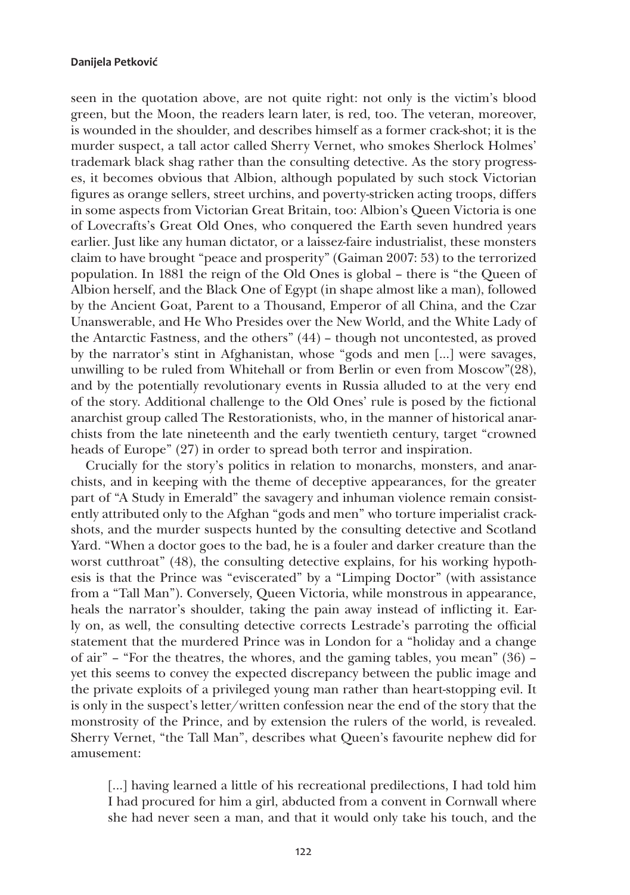seen in the quotation above, are not quite right: not only is the victim's blood green, but the Moon, the readers learn later, is red, too. The veteran, moreover, is wounded in the shoulder, and describes himself as a former crack-shot; it is the murder suspect, a tall actor called Sherry Vernet, who smokes Sherlock Holmes' trademark black shag rather than the consulting detective. As the story progresses, it becomes obvious that Albion, although populated by such stock Victorian figures as orange sellers, street urchins, and poverty-stricken acting troops, differs in some aspects from Victorian Great Britain, too: Albion's Queen Victoria is one of Lovecrafts's Great Old Ones, who conquered the Earth seven hundred years earlier. Just like any human dictator, or a laissez-faire industrialist, these monsters claim to have brought "peace and prosperity" (Gaiman 2007: 53) to the terrorized population. In 1881 the reign of the Old Ones is global – there is "the Queen of Albion herself, and the Black One of Egypt (in shape almost like a man), followed by the Ancient Goat, Parent to a Thousand, Emperor of all China, and the Czar Unanswerable, and He Who Presides over the New World, and the White Lady of the Antarctic Fastness, and the others" (44) – though not uncontested, as proved by the narrator's stint in Afghanistan, whose "gods and men [...] were savages, unwilling to be ruled from Whitehall or from Berlin or even from Moscow"(28), and by the potentially revolutionary events in Russia alluded to at the very end of the story. Additional challenge to the Old Ones' rule is posed by the fictional anarchist group called The Restorationists, who, in the manner of historical anarchists from the late nineteenth and the early twentieth century, target "crowned heads of Europe" (27) in order to spread both terror and inspiration.

Crucially for the story's politics in relation to monarchs, monsters, and anarchists, and in keeping with the theme of deceptive appearances, for the greater part of "A Study in Emerald" the savagery and inhuman violence remain consistently attributed only to the Afghan "gods and men" who torture imperialist crack-shots, and the murder suspects hunted by the consulting detective and Scotland Yard. "When a doctor goes to the bad, he is a fouler and darker creature than the worst cutthroat" (48), the consulting detective explains, for his working hypothesis is that the Prince was "eviscerated" by a "Limping Doctor" (with assistance from a "Tall Man"). Conversely, Queen Victoria, while monstrous in appearance, heals the narrator's shoulder, taking the pain away instead of inflicting it. Early on, as well, the consulting detective corrects Lestrade's parroting the official statement that the murdered Prince was in London for a "holiday and a change of air" – "For the theatres, the whores, and the gaming tables, you mean" (36) – yet this seems to convey the expected discrepancy between the public image and the private exploits of a privileged young man rather than heart-stopping evil. It is only in the suspect's letter/written confession near the end of the story that the monstrosity of the Prince, and by extension the rulers of the world, is revealed. Sherry Vernet, "the Tall Man", describes what Queen's favourite nephew did for amusement:

> [...] having learned a little of his recreational predilections, I had told him I had procured for him a girl, abducted from a convent in Cornwall where she had never seen a man, and that it would only take his touch, and the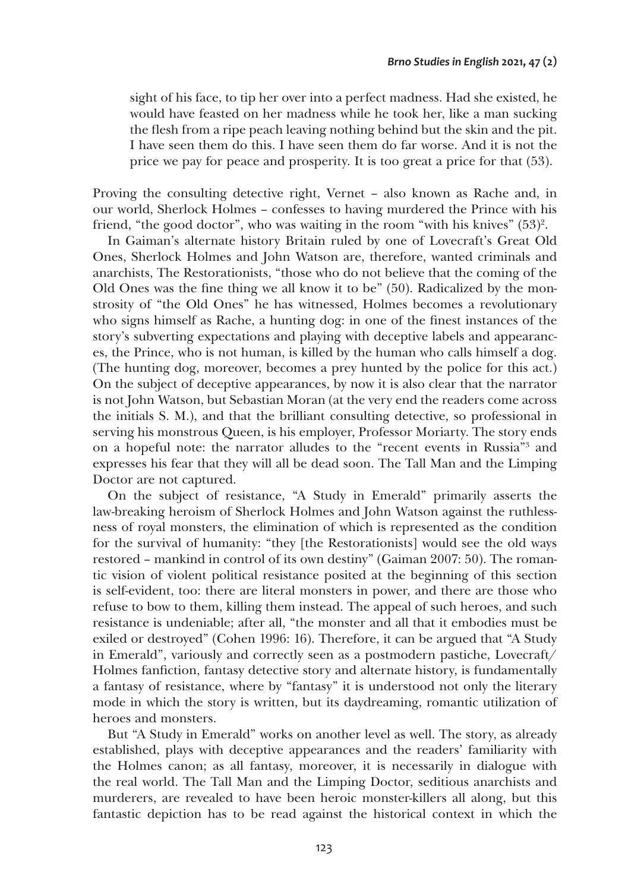> sight of his face, to tip her over into a perfect madness. Had she existed, he would have feasted on her madness while he took her, like a man sucking the flesh from a ripe peach leaving nothing behind but the skin and the pit. I have seen them do this. I have seen them do far worse. And it is not the price we pay for peace and prosperity. It is too great a price for that (53).

Proving the consulting detective right, Vernet – also known as Rache and, in our world, Sherlock Holmes – confesses to having murdered the Prince with his friend, "the good doctor", who was waiting in the room "with his knives" (53)[2].

In Gaiman's alternate history Britain ruled by one of Lovecraft's Great Old Ones, Sherlock Holmes and John Watson are, therefore, wanted criminals and anarchists, The Restorationists, "those who do not believe that the coming of the Old Ones was the fine thing we all know it to be" (50). Radicalized by the monstrosity of "the Old Ones" he has witnessed, Holmes becomes a revolutionary who signs himself as Rache, a hunting dog: in one of the finest instances of the story's subverting expectations and playing with deceptive labels and appearances, the Prince, who is not human, is killed by the human who calls himself a dog. (The hunting dog, moreover, becomes a prey hunted by the police for this act.) On the subject of deceptive appearances, by now it is also clear that the narrator is not John Watson, but Sebastian Moran (at the very end the readers come across the initials S. M.), and that the brilliant consulting detective, so professional in serving his monstrous Queen, is his employer, Professor Moriarty. The story ends on a hopeful note: the narrator alludes to the "recent events in Russia"[3] and expresses his fear that they will all be dead soon. The Tall Man and the Limping Doctor are not captured.

On the subject of resistance, "A Study in Emerald" primarily asserts the law-breaking heroism of Sherlock Holmes and John Watson against the ruthlessness of royal monsters, the elimination of which is represented as the condition for the survival of humanity: "they [the Restorationists] would see the old ways restored – mankind in control of its own destiny" (Gaiman 2007: 50). The romantic vision of violent political resistance posited at the beginning of this section is self-evident, too: there are literal monsters in power, and there are those who refuse to bow to them, killing them instead. The appeal of such heroes, and such resistance is undeniable; after all, "the monster and all that it embodies must be exiled or destroyed" (Cohen 1996: 16). Therefore, it can be argued that "A Study in Emerald", variously and correctly seen as a postmodern pastiche, Lovecraft/Holmes fanfiction, fantasy detective story and alternate history, is fundamentally a fantasy of resistance, where by "fantasy" it is understood not only the literary mode in which the story is written, but its daydreaming, romantic utilization of heroes and monsters.

But "A Study in Emerald" works on another level as well. The story, as already established, plays with deceptive appearances and the readers' familiarity with the Holmes canon; as all fantasy, moreover, it is necessarily in dialogue with the real world. The Tall Man and the Limping Doctor, seditious anarchists and murderers, are revealed to have been heroic monster-killers all along, but this fantastic depiction has to be read against the historical context in which the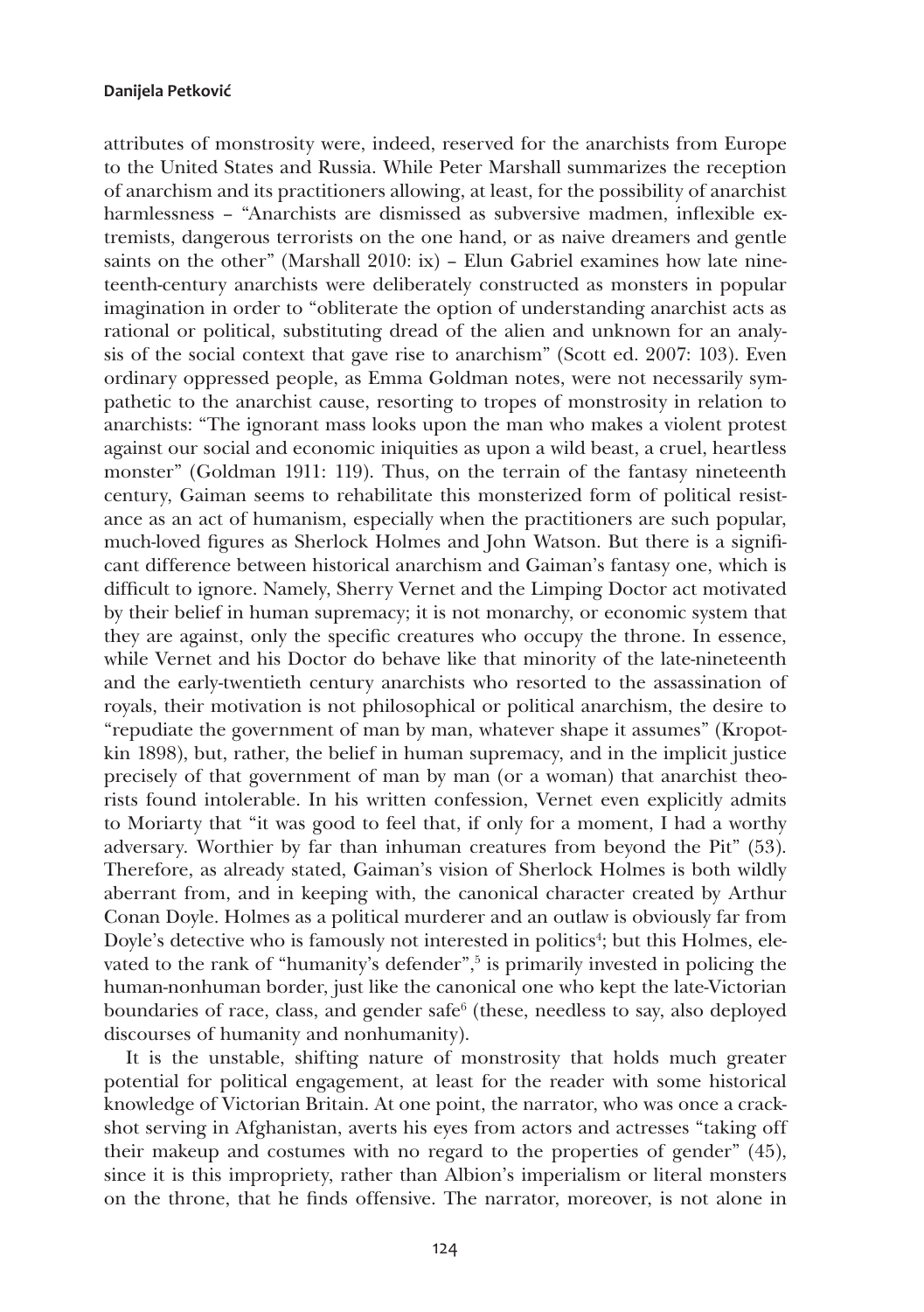attributes of monstrosity were, indeed, reserved for the anarchists from Europe to the United States and Russia. While Peter Marshall summarizes the reception of anarchism and its practitioners allowing, at least, for the possibility of anarchist harmlessness – "Anarchists are dismissed as subversive madmen, inflexible extremists, dangerous terrorists on the one hand, or as naive dreamers and gentle saints on the other" (Marshall 2010: ix) – Elun Gabriel examines how late nineteenth-century anarchists were deliberately constructed as monsters in popular imagination in order to "obliterate the option of understanding anarchist acts as rational or political, substituting dread of the alien and unknown for an analysis of the social context that gave rise to anarchism" (Scott ed. 2007: 103). Even ordinary oppressed people, as Emma Goldman notes, were not necessarily sympathetic to the anarchist cause, resorting to tropes of monstrosity in relation to anarchists: "The ignorant mass looks upon the man who makes a violent protest against our social and economic iniquities as upon a wild beast, a cruel, heartless monster" (Goldman 1911: 119). Thus, on the terrain of the fantasy nineteenth century, Gaiman seems to rehabilitate this monsterized form of political resistance as an act of humanism, especially when the practitioners are such popular, much-loved figures as Sherlock Holmes and John Watson. But there is a significant difference between historical anarchism and Gaiman's fantasy one, which is difficult to ignore. Namely, Sherry Vernet and the Limping Doctor act motivated by their belief in human supremacy; it is not monarchy, or economic system that they are against, only the specific creatures who occupy the throne. In essence, while Vernet and his Doctor do behave like that minority of the late-nineteenth and the early-twentieth century anarchists who resorted to the assassination of royals, their motivation is not philosophical or political anarchism, the desire to "repudiate the government of man by man, whatever shape it assumes" (Kropotkin 1898), but, rather, the belief in human supremacy, and in the implicit justice precisely of that government of man by man (or a woman) that anarchist theorists found intolerable. In his written confession, Vernet even explicitly admits to Moriarty that "it was good to feel that, if only for a moment, I had a worthy adversary. Worthier by far than inhuman creatures from beyond the Pit" (53). Therefore, as already stated, Gaiman's vision of Sherlock Holmes is both wildly aberrant from, and in keeping with, the canonical character created by Arthur Conan Doyle. Holmes as a political murderer and an outlaw is obviously far from Doyle's detective who is famously not interested in politics[4]; but this Holmes, elevated to the rank of "humanity's defender",[5] is primarily invested in policing the human-nonhuman border, just like the canonical one who kept the late-Victorian boundaries of race, class, and gender safe[6] (these, needless to say, also deployed discourses of humanity and nonhumanity).

It is the unstable, shifting nature of monstrosity that holds much greater potential for political engagement, at least for the reader with some historical knowledge of Victorian Britain. At one point, the narrator, who was once a crackshot serving in Afghanistan, averts his eyes from actors and actresses "taking off their makeup and costumes with no regard to the properties of gender" (45), since it is this impropriety, rather than Albion's imperialism or literal monsters on the throne, that he finds offensive. The narrator, moreover, is not alone in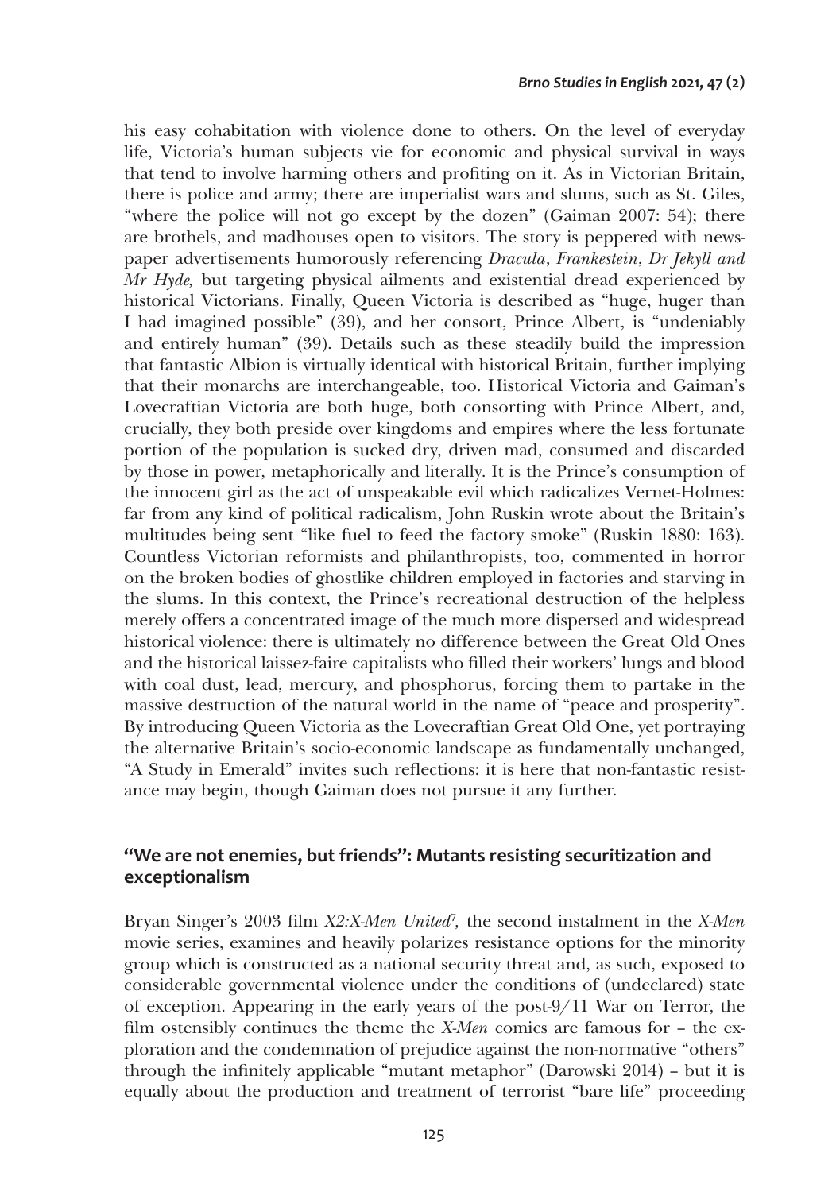his easy cohabitation with violence done to others. On the level of everyday life, Victoria's human subjects vie for economic and physical survival in ways that tend to involve harming others and profiting on it. As in Victorian Britain, there is police and army; there are imperialist wars and slums, such as St. Giles, "where the police will not go except by the dozen" (Gaiman 2007: 54); there are brothels, and madhouses open to visitors. The story is peppered with newspaper advertisements humorously referencing *Dracula*, *Frankestein*, *Dr Jekyll and Mr Hyde,* but targeting physical ailments and existential dread experienced by historical Victorians. Finally, Queen Victoria is described as "huge, huger than I had imagined possible" (39), and her consort, Prince Albert, is "undeniably and entirely human" (39). Details such as these steadily build the impression that fantastic Albion is virtually identical with historical Britain, further implying that their monarchs are interchangeable, too. Historical Victoria and Gaiman's Lovecraftian Victoria are both huge, both consorting with Prince Albert, and, crucially, they both preside over kingdoms and empires where the less fortunate portion of the population is sucked dry, driven mad, consumed and discarded by those in power, metaphorically and literally. It is the Prince's consumption of the innocent girl as the act of unspeakable evil which radicalizes Vernet-Holmes: far from any kind of political radicalism, John Ruskin wrote about the Britain's multitudes being sent "like fuel to feed the factory smoke" (Ruskin 1880: 163). Countless Victorian reformists and philanthropists, too, commented in horror on the broken bodies of ghostlike children employed in factories and starving in the slums. In this context, the Prince's recreational destruction of the helpless merely offers a concentrated image of the much more dispersed and widespread historical violence: there is ultimately no difference between the Great Old Ones and the historical laissez-faire capitalists who filled their workers' lungs and blood with coal dust, lead, mercury, and phosphorus, forcing them to partake in the massive destruction of the natural world in the name of "peace and prosperity". By introducing Queen Victoria as the Lovecraftian Great Old One, yet portraying the alternative Britain's socio-economic landscape as fundamentally unchanged, "A Study in Emerald" invites such reflections: it is here that non-fantastic resistance may begin, though Gaiman does not pursue it any further.

## "We are not enemies, but friends": Mutants resisting securitization and exceptionalism

Bryan Singer's 2003 film *X2:X-Men United*[7], the second instalment in the *X-Men* movie series, examines and heavily polarizes resistance options for the minority group which is constructed as a national security threat and, as such, exposed to considerable governmental violence under the conditions of (undeclared) state of exception. Appearing in the early years of the post-9/11 War on Terror, the film ostensibly continues the theme the *X-Men* comics are famous for – the exploration and the condemnation of prejudice against the non-normative "others" through the infinitely applicable "mutant metaphor" (Darowski 2014) – but it is equally about the production and treatment of terrorist "bare life" proceeding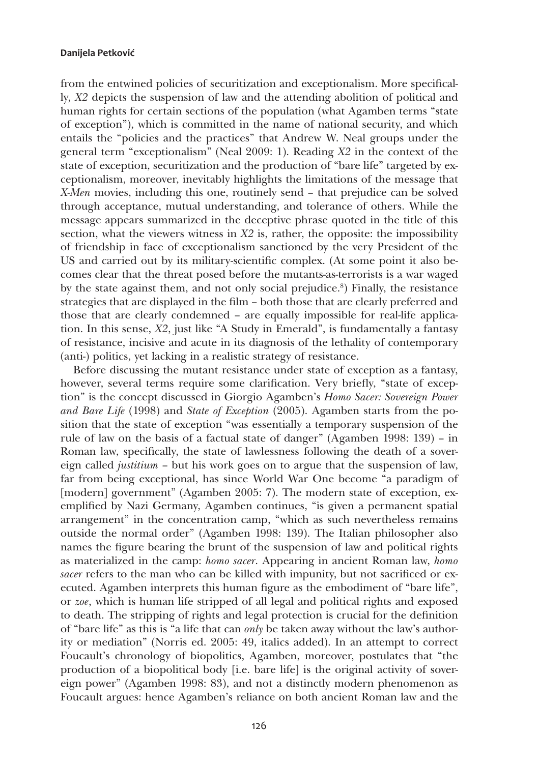from the entwined policies of securitization and exceptionalism. More specifically, *X2* depicts the suspension of law and the attending abolition of political and human rights for certain sections of the population (what Agamben terms "state of exception"), which is committed in the name of national security, and which entails the "policies and the practices" that Andrew W. Neal groups under the general term "exceptionalism" (Neal 2009: 1). Reading *X2* in the context of the state of exception, securitization and the production of "bare life" targeted by exceptionalism, moreover, inevitably highlights the limitations of the message that *X-Men* movies, including this one, routinely send – that prejudice can be solved through acceptance, mutual understanding, and tolerance of others. While the message appears summarized in the deceptive phrase quoted in the title of this section, what the viewers witness in *X2* is, rather, the opposite: the impossibility of friendship in face of exceptionalism sanctioned by the very President of the US and carried out by its military-scientific complex. (At some point it also becomes clear that the threat posed before the mutants-as-terrorists is a war waged by the state against them, and not only social prejudice.[8]) Finally, the resistance strategies that are displayed in the film – both those that are clearly preferred and those that are clearly condemned – are equally impossible for real-life application. In this sense, *X2*, just like "A Study in Emerald", is fundamentally a fantasy of resistance, incisive and acute in its diagnosis of the lethality of contemporary (anti-) politics, yet lacking in a realistic strategy of resistance.

Before discussing the mutant resistance under state of exception as a fantasy, however, several terms require some clarification. Very briefly, "state of exception" is the concept discussed in Giorgio Agamben's *Homo Sacer: Sovereign Power and Bare Life* (1998) and *State of Exception* (2005). Agamben starts from the position that the state of exception "was essentially a temporary suspension of the rule of law on the basis of a factual state of danger" (Agamben 1998: 139) – in Roman law, specifically, the state of lawlessness following the death of a sovereign called *justitium* – but his work goes on to argue that the suspension of law, far from being exceptional, has since World War One become "a paradigm of [modern] government" (Agamben 2005: 7). The modern state of exception, exemplified by Nazi Germany, Agamben continues, "is given a permanent spatial arrangement" in the concentration camp, "which as such nevertheless remains outside the normal order" (Agamben 1998: 139). The Italian philosopher also names the figure bearing the brunt of the suspension of law and political rights as materialized in the camp: *homo sacer*. Appearing in ancient Roman law, *homo sacer* refers to the man who can be killed with impunity, but not sacrificed or executed. Agamben interprets this human figure as the embodiment of "bare life", or *zoe*, which is human life stripped of all legal and political rights and exposed to death. The stripping of rights and legal protection is crucial for the definition of "bare life" as this is "a life that can *only* be taken away without the law's authority or mediation" (Norris ed. 2005: 49, italics added). In an attempt to correct Foucault's chronology of biopolitics, Agamben, moreover, postulates that "the production of a biopolitical body [i.e. bare life] is the original activity of sovereign power" (Agamben 1998: 83), and not a distinctly modern phenomenon as Foucault argues: hence Agamben's reliance on both ancient Roman law and the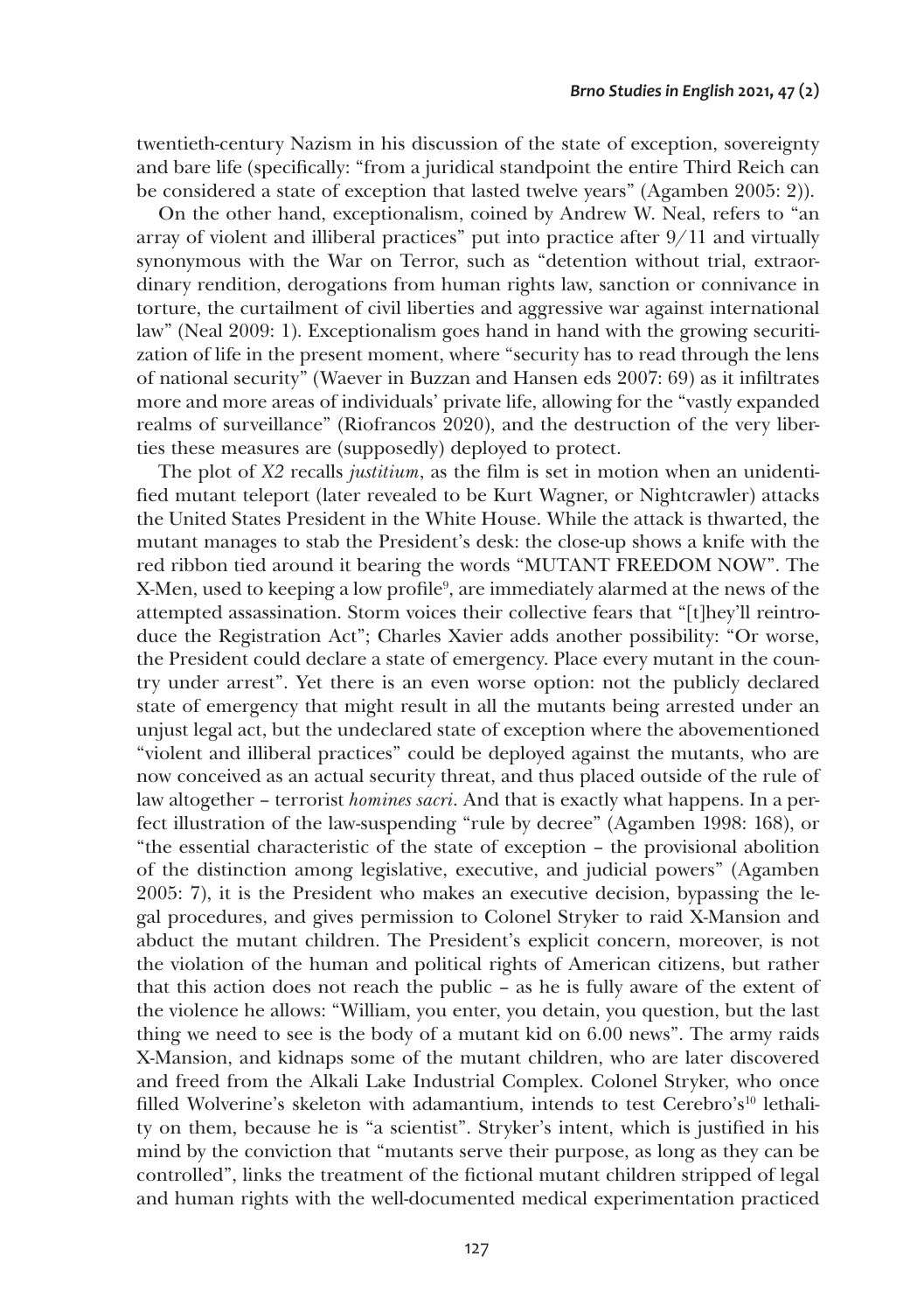twentieth-century Nazism in his discussion of the state of exception, sovereignty and bare life (specifically: "from a juridical standpoint the entire Third Reich can be considered a state of exception that lasted twelve years" (Agamben 2005: 2)).

On the other hand, exceptionalism, coined by Andrew W. Neal, refers to "an array of violent and illiberal practices" put into practice after 9/11 and virtually synonymous with the War on Terror, such as "detention without trial, extraordinary rendition, derogations from human rights law, sanction or connivance in torture, the curtailment of civil liberties and aggressive war against international law" (Neal 2009: 1). Exceptionalism goes hand in hand with the growing securitization of life in the present moment, where "security has to read through the lens of national security" (Waever in Buzzan and Hansen eds 2007: 69) as it infiltrates more and more areas of individuals' private life, allowing for the "vastly expanded realms of surveillance" (Riofrancos 2020), and the destruction of the very liberties these measures are (supposedly) deployed to protect.

The plot of *X2* recalls *justitium*, as the film is set in motion when an unidentified mutant teleport (later revealed to be Kurt Wagner, or Nightcrawler) attacks the United States President in the White House. While the attack is thwarted, the mutant manages to stab the President's desk: the close-up shows a knife with the red ribbon tied around it bearing the words "MUTANT FREEDOM NOW". The X-Men, used to keeping a low profile[9], are immediately alarmed at the news of the attempted assassination. Storm voices their collective fears that "[t]hey'll reintroduce the Registration Act"; Charles Xavier adds another possibility: "Or worse, the President could declare a state of emergency. Place every mutant in the country under arrest". Yet there is an even worse option: not the publicly declared state of emergency that might result in all the mutants being arrested under an unjust legal act, but the undeclared state of exception where the abovementioned "violent and illiberal practices" could be deployed against the mutants, who are now conceived as an actual security threat, and thus placed outside of the rule of law altogether – terrorist *homines sacri*. And that is exactly what happens. In a perfect illustration of the law-suspending "rule by decree" (Agamben 1998: 168), or "the essential characteristic of the state of exception – the provisional abolition of the distinction among legislative, executive, and judicial powers" (Agamben 2005: 7), it is the President who makes an executive decision, bypassing the legal procedures, and gives permission to Colonel Stryker to raid X-Mansion and abduct the mutant children. The President's explicit concern, moreover, is not the violation of the human and political rights of American citizens, but rather that this action does not reach the public – as he is fully aware of the extent of the violence he allows: "William, you enter, you detain, you question, but the last thing we need to see is the body of a mutant kid on 6.00 news". The army raids X-Mansion, and kidnaps some of the mutant children, who are later discovered and freed from the Alkali Lake Industrial Complex. Colonel Stryker, who once filled Wolverine's skeleton with adamantium, intends to test Cerebro's[10] lethality on them, because he is "a scientist". Stryker's intent, which is justified in his mind by the conviction that "mutants serve their purpose, as long as they can be controlled", links the treatment of the fictional mutant children stripped of legal and human rights with the well-documented medical experimentation practiced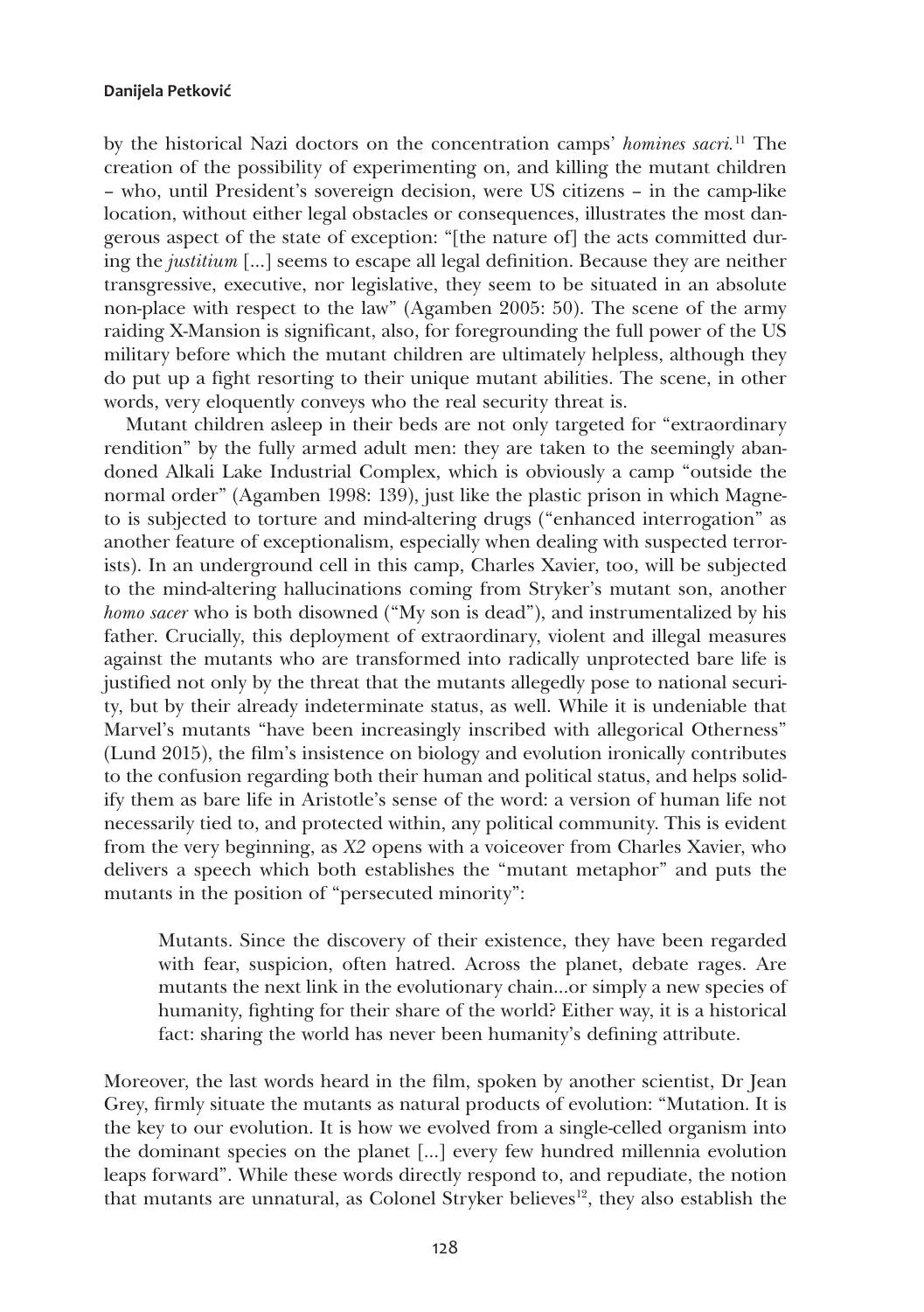by the historical Nazi doctors on the concentration camps' *homines sacri.*[11] The creation of the possibility of experimenting on, and killing the mutant children – who, until President's sovereign decision, were US citizens – in the camp-like location, without either legal obstacles or consequences, illustrates the most dangerous aspect of the state of exception: "[the nature of] the acts committed during the *justitium* [...] seems to escape all legal definition. Because they are neither transgressive, executive, nor legislative, they seem to be situated in an absolute non-place with respect to the law" (Agamben 2005: 50). The scene of the army raiding X-Mansion is significant, also, for foregrounding the full power of the US military before which the mutant children are ultimately helpless, although they do put up a fight resorting to their unique mutant abilities. The scene, in other words, very eloquently conveys who the real security threat is.

Mutant children asleep in their beds are not only targeted for "extraordinary rendition" by the fully armed adult men: they are taken to the seemingly abandoned Alkali Lake Industrial Complex, which is obviously a camp "outside the normal order" (Agamben 1998: 139), just like the plastic prison in which Magneto is subjected to torture and mind-altering drugs ("enhanced interrogation" as another feature of exceptionalism, especially when dealing with suspected terrorists). In an underground cell in this camp, Charles Xavier, too, will be subjected to the mind-altering hallucinations coming from Stryker's mutant son, another *homo sacer* who is both disowned ("My son is dead"), and instrumentalized by his father. Crucially, this deployment of extraordinary, violent and illegal measures against the mutants who are transformed into radically unprotected bare life is justified not only by the threat that the mutants allegedly pose to national security, but by their already indeterminate status, as well. While it is undeniable that Marvel's mutants "have been increasingly inscribed with allegorical Otherness" (Lund 2015), the film's insistence on biology and evolution ironically contributes to the confusion regarding both their human and political status, and helps solidify them as bare life in Aristotle's sense of the word: a version of human life not necessarily tied to, and protected within, any political community. This is evident from the very beginning, as *X2* opens with a voiceover from Charles Xavier, who delivers a speech which both establishes the "mutant metaphor" and puts the mutants in the position of "persecuted minority":

> Mutants. Since the discovery of their existence, they have been regarded with fear, suspicion, often hatred. Across the planet, debate rages. Are mutants the next link in the evolutionary chain...or simply a new species of humanity, fighting for their share of the world? Either way, it is a historical fact: sharing the world has never been humanity's defining attribute.

Moreover, the last words heard in the film, spoken by another scientist, Dr Jean Grey, firmly situate the mutants as natural products of evolution: "Mutation. It is the key to our evolution. It is how we evolved from a single-celled organism into the dominant species on the planet [...] every few hundred millennia evolution leaps forward". While these words directly respond to, and repudiate, the notion that mutants are unnatural, as Colonel Stryker believes[12], they also establish the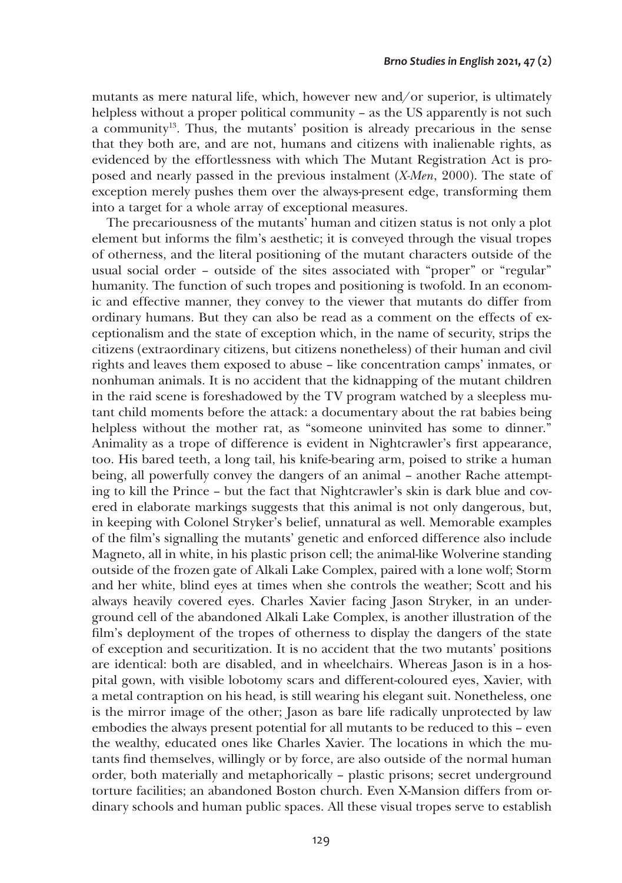mutants as mere natural life, which, however new and/or superior, is ultimately helpless without a proper political community – as the US apparently is not such a community[13]. Thus, the mutants' position is already precarious in the sense that they both are, and are not, humans and citizens with inalienable rights, as evidenced by the effortlessness with which The Mutant Registration Act is proposed and nearly passed in the previous instalment (*X-Men*, 2000). The state of exception merely pushes them over the always-present edge, transforming them into a target for a whole array of exceptional measures.

The precariousness of the mutants' human and citizen status is not only a plot element but informs the film's aesthetic; it is conveyed through the visual tropes of otherness, and the literal positioning of the mutant characters outside of the usual social order – outside of the sites associated with "proper" or "regular" humanity. The function of such tropes and positioning is twofold. In an economic and effective manner, they convey to the viewer that mutants do differ from ordinary humans. But they can also be read as a comment on the effects of exceptionalism and the state of exception which, in the name of security, strips the citizens (extraordinary citizens, but citizens nonetheless) of their human and civil rights and leaves them exposed to abuse – like concentration camps' inmates, or nonhuman animals. It is no accident that the kidnapping of the mutant children in the raid scene is foreshadowed by the TV program watched by a sleepless mutant child moments before the attack: a documentary about the rat babies being helpless without the mother rat, as "someone uninvited has some to dinner." Animality as a trope of difference is evident in Nightcrawler's first appearance, too. His bared teeth, a long tail, his knife-bearing arm, poised to strike a human being, all powerfully convey the dangers of an animal – another Rache attempting to kill the Prince – but the fact that Nightcrawler's skin is dark blue and covered in elaborate markings suggests that this animal is not only dangerous, but, in keeping with Colonel Stryker's belief, unnatural as well. Memorable examples of the film's signalling the mutants' genetic and enforced difference also include Magneto, all in white, in his plastic prison cell; the animal-like Wolverine standing outside of the frozen gate of Alkali Lake Complex, paired with a lone wolf; Storm and her white, blind eyes at times when she controls the weather; Scott and his always heavily covered eyes. Charles Xavier facing Jason Stryker, in an underground cell of the abandoned Alkali Lake Complex, is another illustration of the film's deployment of the tropes of otherness to display the dangers of the state of exception and securitization. It is no accident that the two mutants' positions are identical: both are disabled, and in wheelchairs. Whereas Jason is in a hospital gown, with visible lobotomy scars and different-coloured eyes, Xavier, with a metal contraption on his head, is still wearing his elegant suit. Nonetheless, one is the mirror image of the other; Jason as bare life radically unprotected by law embodies the always present potential for all mutants to be reduced to this – even the wealthy, educated ones like Charles Xavier. The locations in which the mutants find themselves, willingly or by force, are also outside of the normal human order, both materially and metaphorically – plastic prisons; secret underground torture facilities; an abandoned Boston church. Even X-Mansion differs from ordinary schools and human public spaces. All these visual tropes serve to establish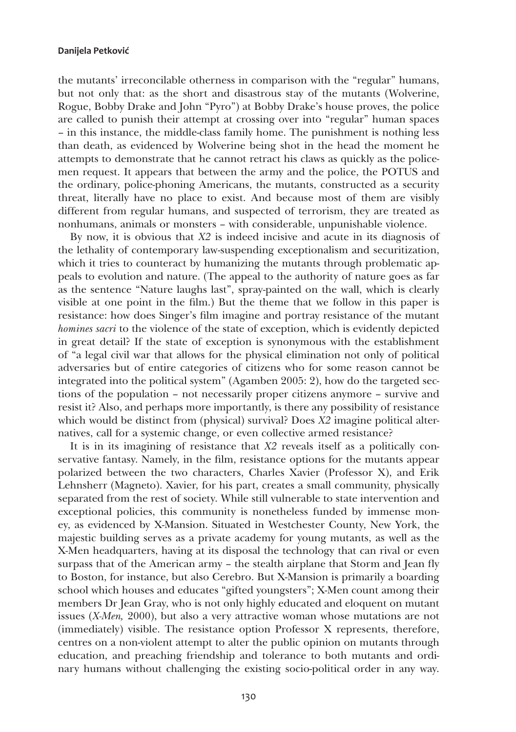the mutants' irreconcilable otherness in comparison with the "regular" humans, but not only that: as the short and disastrous stay of the mutants (Wolverine, Rogue, Bobby Drake and John "Pyro") at Bobby Drake's house proves, the police are called to punish their attempt at crossing over into "regular" human spaces – in this instance, the middle-class family home. The punishment is nothing less than death, as evidenced by Wolverine being shot in the head the moment he attempts to demonstrate that he cannot retract his claws as quickly as the policemen request. It appears that between the army and the police, the POTUS and the ordinary, police-phoning Americans, the mutants, constructed as a security threat, literally have no place to exist. And because most of them are visibly different from regular humans, and suspected of terrorism, they are treated as nonhumans, animals or monsters – with considerable, unpunishable violence.

By now, it is obvious that *X2* is indeed incisive and acute in its diagnosis of the lethality of contemporary law-suspending exceptionalism and securitization, which it tries to counteract by humanizing the mutants through problematic appeals to evolution and nature. (The appeal to the authority of nature goes as far as the sentence "Nature laughs last", spray-painted on the wall, which is clearly visible at one point in the film.) But the theme that we follow in this paper is resistance: how does Singer's film imagine and portray resistance of the mutant *homines sacri* to the violence of the state of exception, which is evidently depicted in great detail? If the state of exception is synonymous with the establishment of "a legal civil war that allows for the physical elimination not only of political adversaries but of entire categories of citizens who for some reason cannot be integrated into the political system" (Agamben 2005: 2), how do the targeted sections of the population – not necessarily proper citizens anymore – survive and resist it? Also, and perhaps more importantly, is there any possibility of resistance which would be distinct from (physical) survival? Does *X2* imagine political alternatives, call for a systemic change, or even collective armed resistance?

It is in its imagining of resistance that *X2* reveals itself as a politically conservative fantasy. Namely, in the film, resistance options for the mutants appear polarized between the two characters, Charles Xavier (Professor X), and Erik Lehnsherr (Magneto). Xavier, for his part, creates a small community, physically separated from the rest of society. While still vulnerable to state intervention and exceptional policies, this community is nonetheless funded by immense money, as evidenced by X-Mansion. Situated in Westchester County, New York, the majestic building serves as a private academy for young mutants, as well as the X-Men headquarters, having at its disposal the technology that can rival or even surpass that of the American army – the stealth airplane that Storm and Jean fly to Boston, for instance, but also Cerebro. But X-Mansion is primarily a boarding school which houses and educates "gifted youngsters"; X-Men count among their members Dr Jean Gray, who is not only highly educated and eloquent on mutant issues (*X-Men,* 2000), but also a very attractive woman whose mutations are not (immediately) visible. The resistance option Professor X represents, therefore, centres on a non-violent attempt to alter the public opinion on mutants through education, and preaching friendship and tolerance to both mutants and ordinary humans without challenging the existing socio-political order in any way.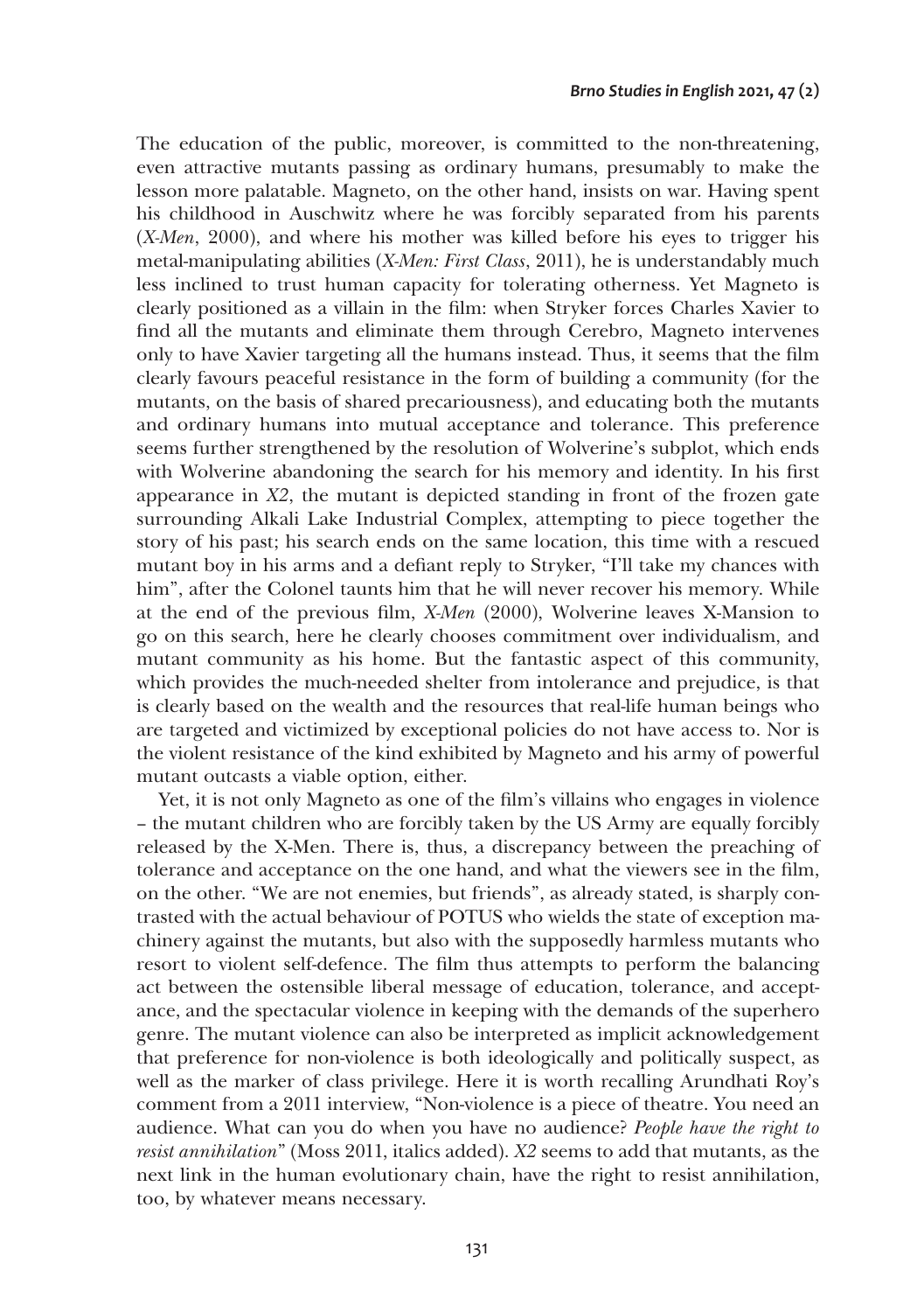The education of the public, moreover, is committed to the non-threatening, even attractive mutants passing as ordinary humans, presumably to make the lesson more palatable. Magneto, on the other hand, insists on war. Having spent his childhood in Auschwitz where he was forcibly separated from his parents (*X-Men*, 2000), and where his mother was killed before his eyes to trigger his metal-manipulating abilities (*X-Men: First Class*, 2011), he is understandably much less inclined to trust human capacity for tolerating otherness. Yet Magneto is clearly positioned as a villain in the film: when Stryker forces Charles Xavier to find all the mutants and eliminate them through Cerebro, Magneto intervenes only to have Xavier targeting all the humans instead. Thus, it seems that the film clearly favours peaceful resistance in the form of building a community (for the mutants, on the basis of shared precariousness), and educating both the mutants and ordinary humans into mutual acceptance and tolerance. This preference seems further strengthened by the resolution of Wolverine's subplot, which ends with Wolverine abandoning the search for his memory and identity. In his first appearance in *X2*, the mutant is depicted standing in front of the frozen gate surrounding Alkali Lake Industrial Complex, attempting to piece together the story of his past; his search ends on the same location, this time with a rescued mutant boy in his arms and a defiant reply to Stryker, "I'll take my chances with him", after the Colonel taunts him that he will never recover his memory. While at the end of the previous film, *X-Men* (2000), Wolverine leaves X-Mansion to go on this search, here he clearly chooses commitment over individualism, and mutant community as his home. But the fantastic aspect of this community, which provides the much-needed shelter from intolerance and prejudice, is that is clearly based on the wealth and the resources that real-life human beings who are targeted and victimized by exceptional policies do not have access to. Nor is the violent resistance of the kind exhibited by Magneto and his army of powerful mutant outcasts a viable option, either.

Yet, it is not only Magneto as one of the film's villains who engages in violence – the mutant children who are forcibly taken by the US Army are equally forcibly released by the X-Men. There is, thus, a discrepancy between the preaching of tolerance and acceptance on the one hand, and what the viewers see in the film, on the other. "We are not enemies, but friends", as already stated, is sharply contrasted with the actual behaviour of POTUS who wields the state of exception machinery against the mutants, but also with the supposedly harmless mutants who resort to violent self-defence. The film thus attempts to perform the balancing act between the ostensible liberal message of education, tolerance, and acceptance, and the spectacular violence in keeping with the demands of the superhero genre. The mutant violence can also be interpreted as implicit acknowledgement that preference for non-violence is both ideologically and politically suspect, as well as the marker of class privilege. Here it is worth recalling Arundhati Roy's comment from a 2011 interview, "Non-violence is a piece of theatre. You need an audience. What can you do when you have no audience? *People have the right to resist annihilation*" (Moss 2011, italics added). *X2* seems to add that mutants, as the next link in the human evolutionary chain, have the right to resist annihilation, too, by whatever means necessary.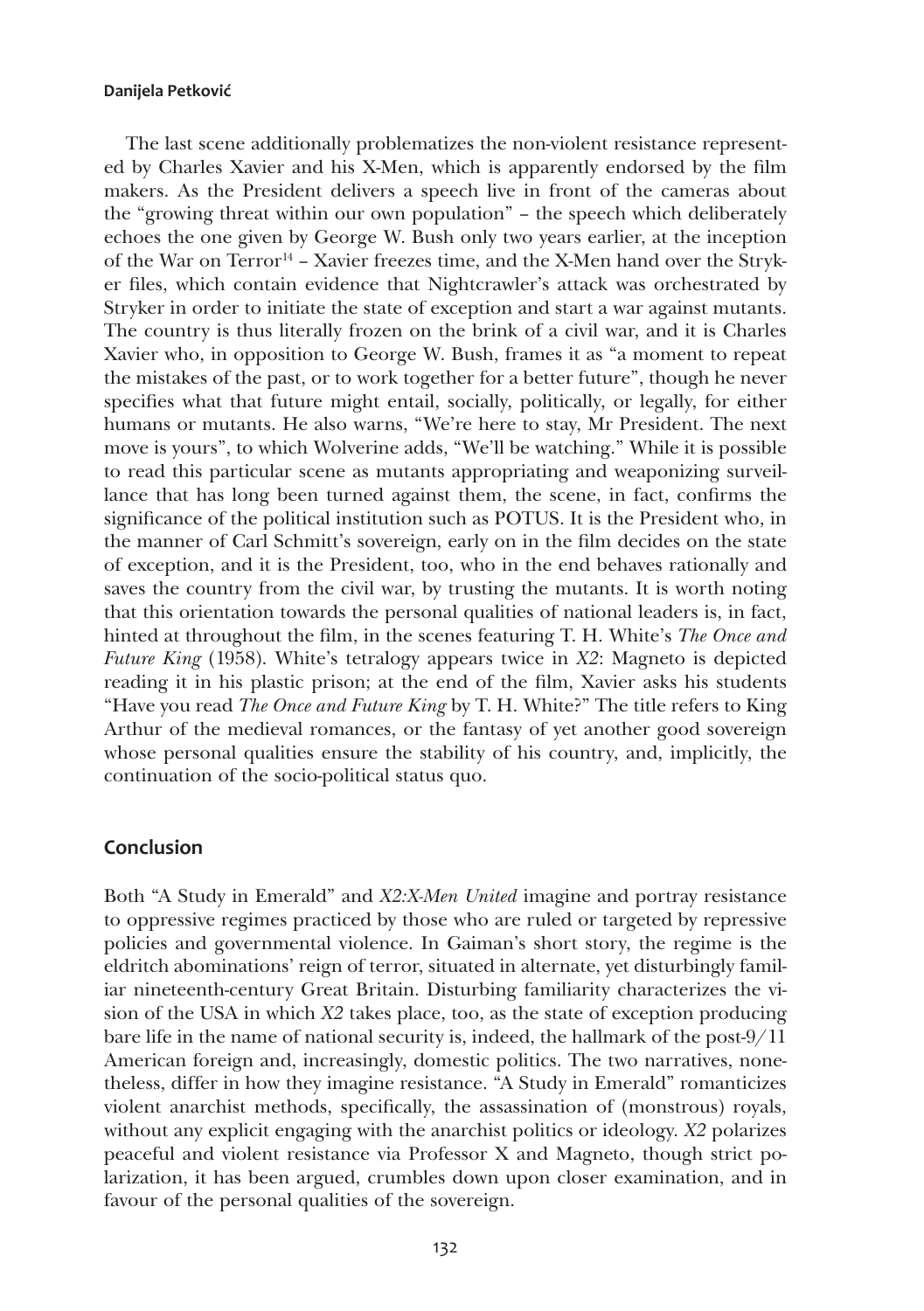The last scene additionally problematizes the non-violent resistance represented by Charles Xavier and his X-Men, which is apparently endorsed by the film makers. As the President delivers a speech live in front of the cameras about the "growing threat within our own population" – the speech which deliberately echoes the one given by George W. Bush only two years earlier, at the inception of the War on Terror[14] – Xavier freezes time, and the X-Men hand over the Stryker files, which contain evidence that Nightcrawler's attack was orchestrated by Stryker in order to initiate the state of exception and start a war against mutants. The country is thus literally frozen on the brink of a civil war, and it is Charles Xavier who, in opposition to George W. Bush, frames it as "a moment to repeat the mistakes of the past, or to work together for a better future", though he never specifies what that future might entail, socially, politically, or legally, for either humans or mutants. He also warns, "We're here to stay, Mr President. The next move is yours", to which Wolverine adds, "We'll be watching." While it is possible to read this particular scene as mutants appropriating and weaponizing surveillance that has long been turned against them, the scene, in fact, confirms the significance of the political institution such as POTUS. It is the President who, in the manner of Carl Schmitt's sovereign, early on in the film decides on the state of exception, and it is the President, too, who in the end behaves rationally and saves the country from the civil war, by trusting the mutants. It is worth noting that this orientation towards the personal qualities of national leaders is, in fact, hinted at throughout the film, in the scenes featuring T. H. White's *The Once and Future King* (1958). White's tetralogy appears twice in *X2*: Magneto is depicted reading it in his plastic prison; at the end of the film, Xavier asks his students "Have you read *The Once and Future King* by T. H. White?" The title refers to King Arthur of the medieval romances, or the fantasy of yet another good sovereign whose personal qualities ensure the stability of his country, and, implicitly, the continuation of the socio-political status quo.

## Conclusion

Both "A Study in Emerald" and *X2:X-Men United* imagine and portray resistance to oppressive regimes practiced by those who are ruled or targeted by repressive policies and governmental violence. In Gaiman's short story, the regime is the eldritch abominations' reign of terror, situated in alternate, yet disturbingly familiar nineteenth-century Great Britain. Disturbing familiarity characterizes the vision of the USA in which *X2* takes place, too, as the state of exception producing bare life in the name of national security is, indeed, the hallmark of the post-9/11 American foreign and, increasingly, domestic politics. The two narratives, nonetheless, differ in how they imagine resistance. "A Study in Emerald" romanticizes violent anarchist methods, specifically, the assassination of (monstrous) royals, without any explicit engaging with the anarchist politics or ideology. *X2* polarizes peaceful and violent resistance via Professor X and Magneto, though strict polarization, it has been argued, crumbles down upon closer examination, and in favour of the personal qualities of the sovereign.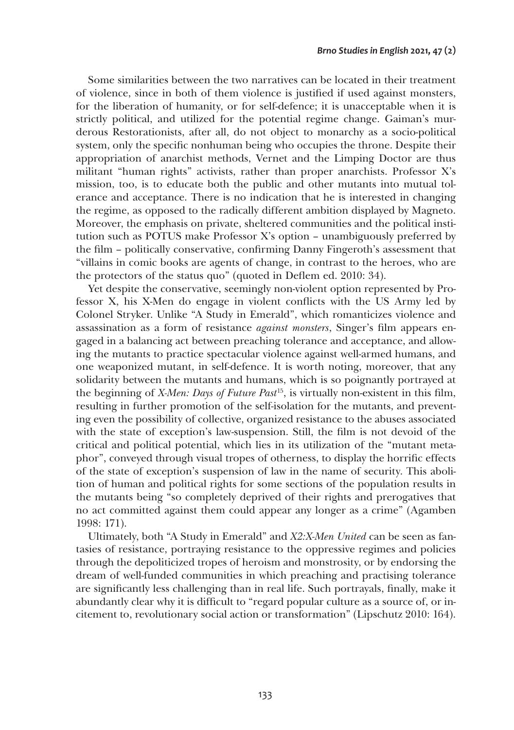Some similarities between the two narratives can be located in their treatment of violence, since in both of them violence is justified if used against monsters, for the liberation of humanity, or for self-defence; it is unacceptable when it is strictly political, and utilized for the potential regime change. Gaiman's murderous Restorationists, after all, do not object to monarchy as a socio-political system, only the specific nonhuman being who occupies the throne. Despite their appropriation of anarchist methods, Vernet and the Limping Doctor are thus militant "human rights" activists, rather than proper anarchists. Professor X's mission, too, is to educate both the public and other mutants into mutual tolerance and acceptance. There is no indication that he is interested in changing the regime, as opposed to the radically different ambition displayed by Magneto. Moreover, the emphasis on private, sheltered communities and the political institution such as POTUS make Professor X's option – unambiguously preferred by the film – politically conservative, confirming Danny Fingeroth's assessment that "villains in comic books are agents of change, in contrast to the heroes, who are the protectors of the status quo" (quoted in Deflem ed. 2010: 34).

Yet despite the conservative, seemingly non-violent option represented by Professor X, his X-Men do engage in violent conflicts with the US Army led by Colonel Stryker. Unlike "A Study in Emerald", which romanticizes violence and assassination as a form of resistance *against monsters*, Singer's film appears engaged in a balancing act between preaching tolerance and acceptance, and allowing the mutants to practice spectacular violence against well-armed humans, and one weaponized mutant, in self-defence. It is worth noting, moreover, that any solidarity between the mutants and humans, which is so poignantly portrayed at the beginning of *X-Men: Days of Future Past*[15], is virtually non-existent in this film, resulting in further promotion of the self-isolation for the mutants, and preventing even the possibility of collective, organized resistance to the abuses associated with the state of exception's law-suspension. Still, the film is not devoid of the critical and political potential, which lies in its utilization of the "mutant metaphor", conveyed through visual tropes of otherness, to display the horrific effects of the state of exception's suspension of law in the name of security. This abolition of human and political rights for some sections of the population results in the mutants being "so completely deprived of their rights and prerogatives that no act committed against them could appear any longer as a crime" (Agamben 1998: 171).

Ultimately, both "A Study in Emerald" and *X2:X-Men United* can be seen as fantasies of resistance, portraying resistance to the oppressive regimes and policies through the depoliticized tropes of heroism and monstrosity, or by endorsing the dream of well-funded communities in which preaching and practising tolerance are significantly less challenging than in real life. Such portrayals, finally, make it abundantly clear why it is difficult to "regard popular culture as a source of, or incitement to, revolutionary social action or transformation" (Lipschutz 2010: 164).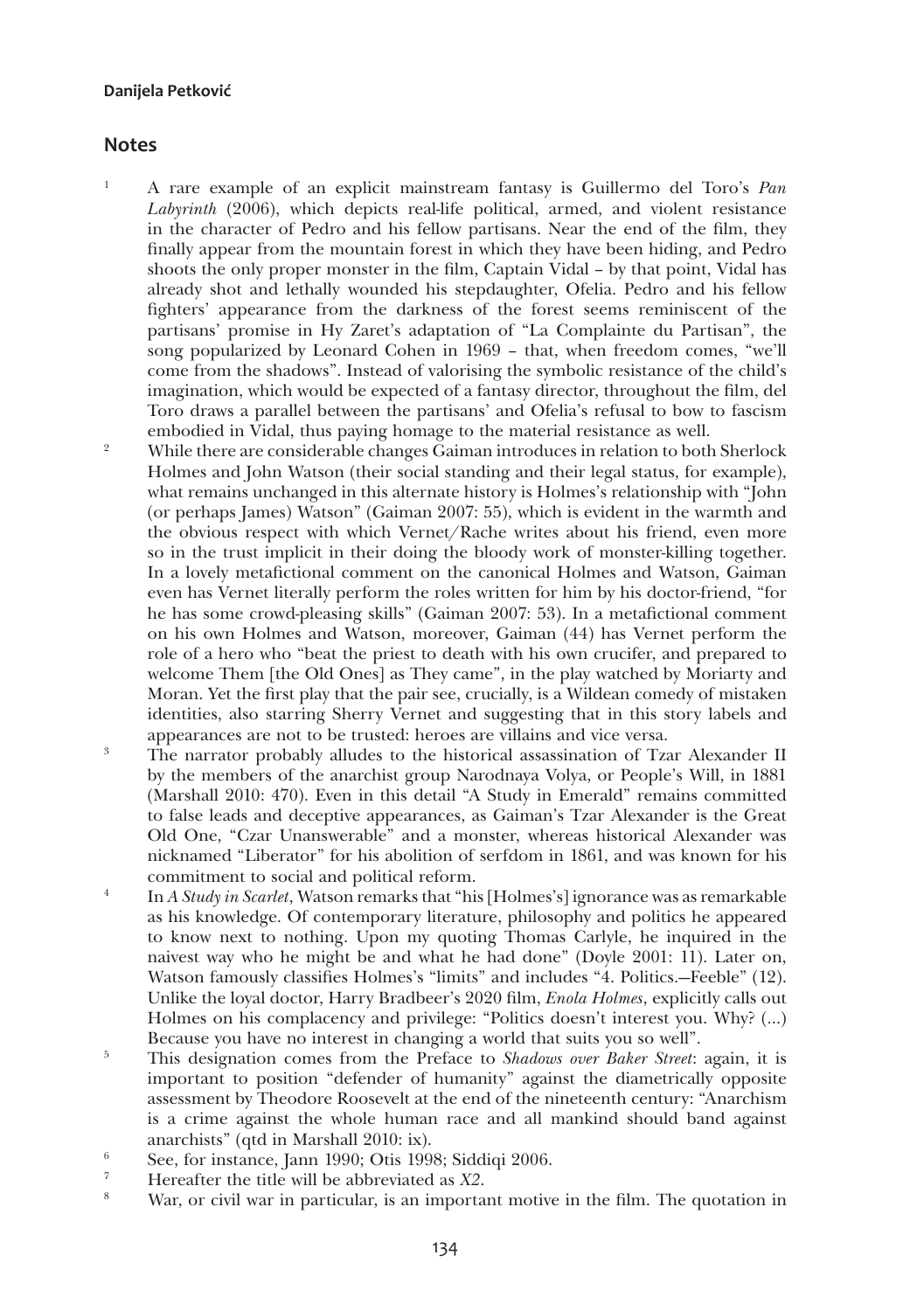## Notes

1. A rare example of an explicit mainstream fantasy is Guillermo del Toro's *Pan Labyrinth* (2006), which depicts real-life political, armed, and violent resistance in the character of Pedro and his fellow partisans. Near the end of the film, they finally appear from the mountain forest in which they have been hiding, and Pedro shoots the only proper monster in the film, Captain Vidal – by that point, Vidal has already shot and lethally wounded his stepdaughter, Ofelia. Pedro and his fellow fighters' appearance from the darkness of the forest seems reminiscent of the partisans' promise in Hy Zaret's adaptation of "La Complainte du Partisan", the song popularized by Leonard Cohen in 1969 – that, when freedom comes, "we'll come from the shadows". Instead of valorising the symbolic resistance of the child's imagination, which would be expected of a fantasy director, throughout the film, del Toro draws a parallel between the partisans' and Ofelia's refusal to bow to fascism embodied in Vidal, thus paying homage to the material resistance as well.

2. While there are considerable changes Gaiman introduces in relation to both Sherlock Holmes and John Watson (their social standing and their legal status, for example), what remains unchanged in this alternate history is Holmes's relationship with "John (or perhaps James) Watson" (Gaiman 2007: 55), which is evident in the warmth and the obvious respect with which Vernet/Rache writes about his friend, even more so in the trust implicit in their doing the bloody work of monster-killing together. In a lovely metafictional comment on the canonical Holmes and Watson, Gaiman even has Vernet literally perform the roles written for him by his doctor-friend, "for he has some crowd-pleasing skills" (Gaiman 2007: 53). In a metafictional comment on his own Holmes and Watson, moreover, Gaiman (44) has Vernet perform the role of a hero who "beat the priest to death with his own crucifer, and prepared to welcome Them [the Old Ones] as They came", in the play watched by Moriarty and Moran. Yet the first play that the pair see, crucially, is a Wildean comedy of mistaken identities, also starring Sherry Vernet and suggesting that in this story labels and appearances are not to be trusted: heroes are villains and vice versa.

3. The narrator probably alludes to the historical assassination of Tzar Alexander II by the members of the anarchist group Narodnaya Volya, or People's Will, in 1881 (Marshall 2010: 470). Even in this detail "A Study in Emerald" remains committed to false leads and deceptive appearances, as Gaiman's Tzar Alexander is the Great Old One, "Czar Unanswerable" and a monster, whereas historical Alexander was nicknamed "Liberator" for his abolition of serfdom in 1861, and was known for his commitment to social and political reform.

4. In *A Study in Scarlet*, Watson remarks that "his [Holmes's] ignorance was as remarkable as his knowledge. Of contemporary literature, philosophy and politics he appeared to know next to nothing. Upon my quoting Thomas Carlyle, he inquired in the naivest way who he might be and what he had done" (Doyle 2001: 11). Later on, Watson famously classifies Holmes's "limits" and includes "4. Politics.—Feeble" (12). Unlike the loyal doctor, Harry Bradbeer's 2020 film, *Enola Holmes*, explicitly calls out Holmes on his complacency and privilege: "Politics doesn't interest you. Why? (...) Because you have no interest in changing a world that suits you so well".

5. This designation comes from the Preface to *Shadows over Baker Street*: again, it is important to position "defender of humanity" against the diametrically opposite assessment by Theodore Roosevelt at the end of the nineteenth century: "Anarchism is a crime against the whole human race and all mankind should band against anarchists" (qtd in Marshall 2010: ix).

6. See, for instance, Jann 1990; Otis 1998; Siddiqi 2006.

7. Hereafter the title will be abbreviated as *X2*.

8. War, or civil war in particular, is an important motive in the film. The quotation in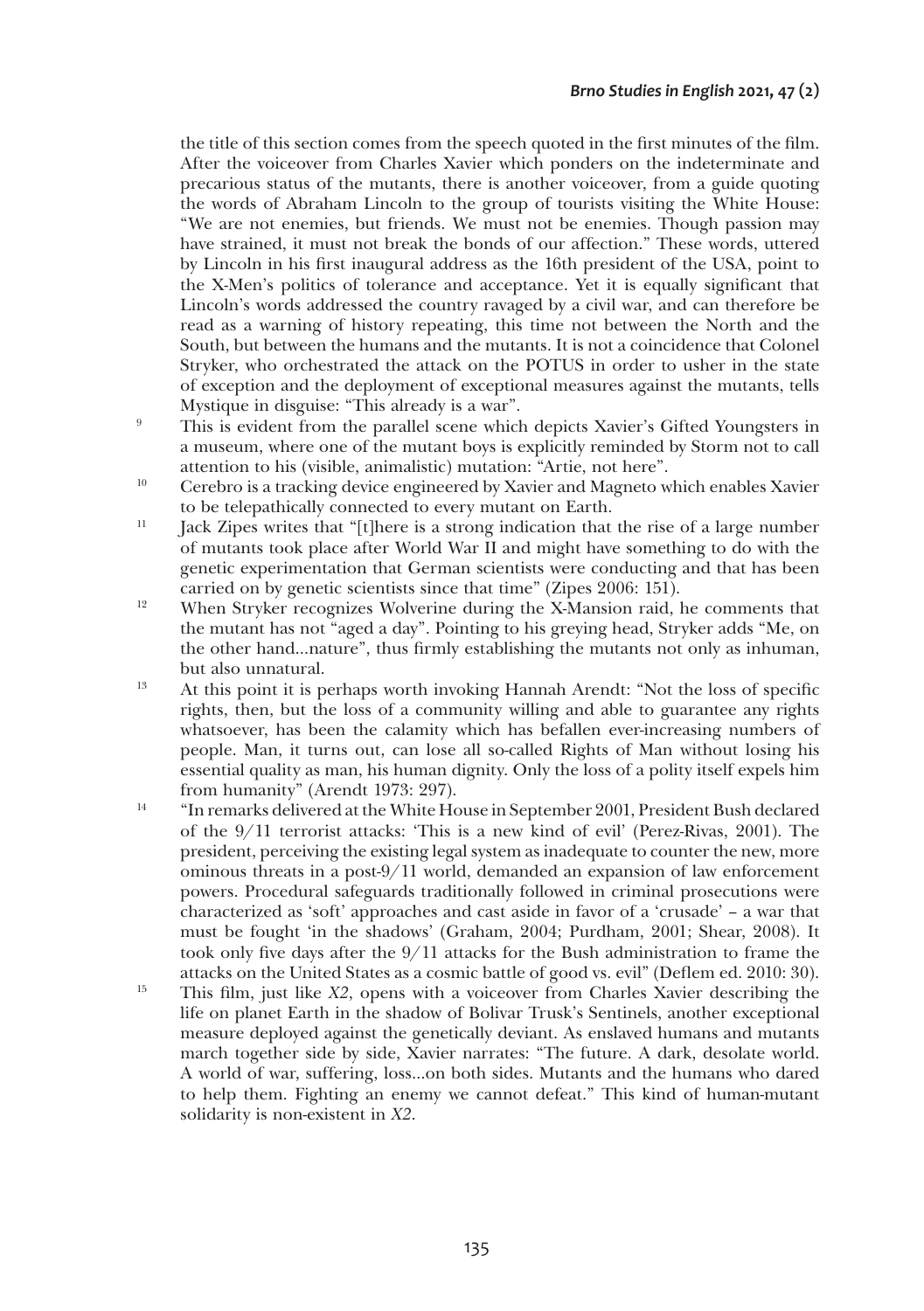the title of this section comes from the speech quoted in the first minutes of the film. After the voiceover from Charles Xavier which ponders on the indeterminate and precarious status of the mutants, there is another voiceover, from a guide quoting the words of Abraham Lincoln to the group of tourists visiting the White House: "We are not enemies, but friends. We must not be enemies. Though passion may have strained, it must not break the bonds of our affection." These words, uttered by Lincoln in his first inaugural address as the 16th president of the USA, point to the X-Men's politics of tolerance and acceptance. Yet it is equally significant that Lincoln's words addressed the country ravaged by a civil war, and can therefore be read as a warning of history repeating, this time not between the North and the South, but between the humans and the mutants. It is not a coincidence that Colonel Stryker, who orchestrated the attack on the POTUS in order to usher in the state of exception and the deployment of exceptional measures against the mutants, tells Mystique in disguise: "This already is a war".

[9] This is evident from the parallel scene which depicts Xavier's Gifted Youngsters in a museum, where one of the mutant boys is explicitly reminded by Storm not to call attention to his (visible, animalistic) mutation: "Artie, not here".

[10] Cerebro is a tracking device engineered by Xavier and Magneto which enables Xavier to be telepathically connected to every mutant on Earth.

[11] Jack Zipes writes that "[t]here is a strong indication that the rise of a large number of mutants took place after World War II and might have something to do with the genetic experimentation that German scientists were conducting and that has been carried on by genetic scientists since that time" (Zipes 2006: 151).

[12] When Stryker recognizes Wolverine during the X-Mansion raid, he comments that the mutant has not "aged a day". Pointing to his greying head, Stryker adds "Me, on the other hand...nature", thus firmly establishing the mutants not only as inhuman, but also unnatural.

[13] At this point it is perhaps worth invoking Hannah Arendt: "Not the loss of specific rights, then, but the loss of a community willing and able to guarantee any rights whatsoever, has been the calamity which has befallen ever-increasing numbers of people. Man, it turns out, can lose all so-called Rights of Man without losing his essential quality as man, his human dignity. Only the loss of a polity itself expels him from humanity" (Arendt 1973: 297).

[14] "In remarks delivered at the White House in September 2001, President Bush declared of the 9/11 terrorist attacks: 'This is a new kind of evil' (Perez-Rivas, 2001). The president, perceiving the existing legal system as inadequate to counter the new, more ominous threats in a post-9/11 world, demanded an expansion of law enforcement powers. Procedural safeguards traditionally followed in criminal prosecutions were characterized as 'soft' approaches and cast aside in favor of a 'crusade' – a war that must be fought 'in the shadows' (Graham, 2004; Purdham, 2001; Shear, 2008). It took only five days after the 9/11 attacks for the Bush administration to frame the attacks on the United States as a cosmic battle of good vs. evil" (Deflem ed. 2010: 30).

[15] This film, just like *X2*, opens with a voiceover from Charles Xavier describing the life on planet Earth in the shadow of Bolivar Trusk's Sentinels, another exceptional measure deployed against the genetically deviant. As enslaved humans and mutants march together side by side, Xavier narrates: "The future. A dark, desolate world. A world of war, suffering, loss...on both sides. Mutants and the humans who dared to help them. Fighting an enemy we cannot defeat." This kind of human-mutant solidarity is non-existent in *X2*.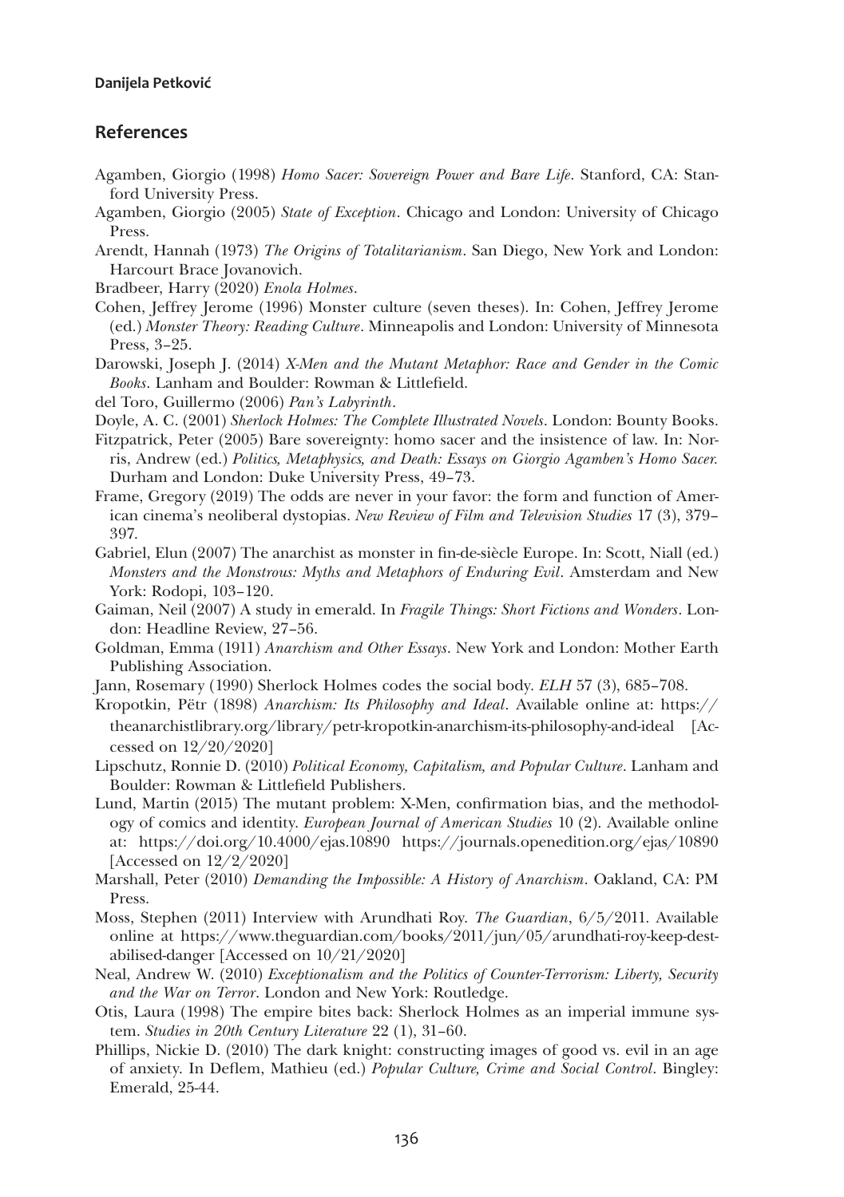## References

Agamben, Giorgio (1998) *Homo Sacer: Sovereign Power and Bare Life*. Stanford, CA: Stanford University Press.

Agamben, Giorgio (2005) *State of Exception*. Chicago and London: University of Chicago Press.

Arendt, Hannah (1973) *The Origins of Totalitarianism*. San Diego, New York and London: Harcourt Brace Jovanovich.

Bradbeer, Harry (2020) *Enola Holmes*.

Cohen, Jeffrey Jerome (1996) Monster culture (seven theses). In: Cohen, Jeffrey Jerome (ed.) *Monster Theory: Reading Culture*. Minneapolis and London: University of Minnesota Press, 3–25.

Darowski, Joseph J. (2014) *X-Men and the Mutant Metaphor: Race and Gender in the Comic Books*. Lanham and Boulder: Rowman & Littlefield.

del Toro, Guillermo (2006) *Pan's Labyrinth*.

Doyle, A. C. (2001) *Sherlock Holmes: The Complete Illustrated Novels*. London: Bounty Books.

Fitzpatrick, Peter (2005) Bare sovereignty: homo sacer and the insistence of law. In: Norris, Andrew (ed.) *Politics, Metaphysics, and Death: Essays on Giorgio Agamben's Homo Sacer.* Durham and London: Duke University Press, 49–73.

Frame, Gregory (2019) The odds are never in your favor: the form and function of American cinema's neoliberal dystopias. *New Review of Film and Television Studies* 17 (3), 379–397.

Gabriel, Elun (2007) The anarchist as monster in fin-de-siècle Europe. In: Scott, Niall (ed.) *Monsters and the Monstrous: Myths and Metaphors of Enduring Evil*. Amsterdam and New York: Rodopi, 103–120.

Gaiman, Neil (2007) A study in emerald. In *Fragile Things: Short Fictions and Wonders*. London: Headline Review, 27–56.

Goldman, Emma (1911) *Anarchism and Other Essays*. New York and London: Mother Earth Publishing Association.

Jann, Rosemary (1990) Sherlock Holmes codes the social body. *ELH* 57 (3), 685–708.

Kropotkin, Pëtr (1898) *Anarchism: Its Philosophy and Ideal*. Available online at: https://theanarchistlibrary.org/library/petr-kropotkin-anarchism-its-philosophy-and-ideal [Accessed on 12/20/2020]

Lipschutz, Ronnie D. (2010) *Political Economy, Capitalism, and Popular Culture*. Lanham and Boulder: Rowman & Littlefield Publishers.

Lund, Martin (2015) The mutant problem: X-Men, confirmation bias, and the methodology of comics and identity. *European Journal of American Studies* 10 (2). Available online at: https://doi.org/10.4000/ejas.10890 https://journals.openedition.org/ejas/10890 [Accessed on 12/2/2020]

Marshall, Peter (2010) *Demanding the Impossible: A History of Anarchism*. Oakland, CA: PM Press.

Moss, Stephen (2011) Interview with Arundhati Roy. *The Guardian*, 6/5/2011. Available online at https://www.theguardian.com/books/2011/jun/05/arundhati-roy-keep-destabilised-danger [Accessed on 10/21/2020]

Neal, Andrew W. (2010) *Exceptionalism and the Politics of Counter-Terrorism: Liberty, Security and the War on Terror*. London and New York: Routledge.

Otis, Laura (1998) The empire bites back: Sherlock Holmes as an imperial immune system. *Studies in 20th Century Literature* 22 (1), 31–60.

Phillips, Nickie D. (2010) The dark knight: constructing images of good vs. evil in an age of anxiety. In Deflem, Mathieu (ed.) *Popular Culture, Crime and Social Control*. Bingley: Emerald, 25-44.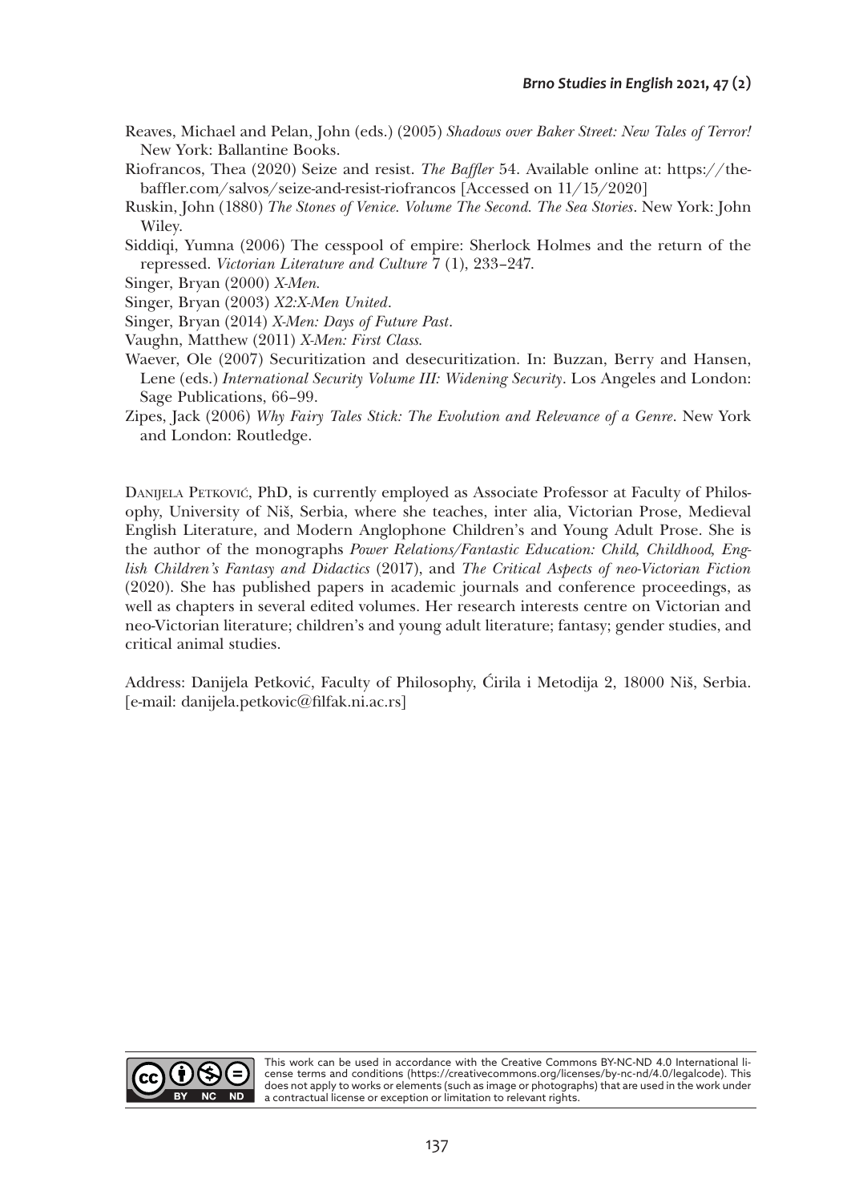Reaves, Michael and Pelan, John (eds.) (2005) *Shadows over Baker Street: New Tales of Terror!* New York: Ballantine Books.

Riofrancos, Thea (2020) Seize and resist. *The Baffler* 54. Available online at: https://thebaffler.com/salvos/seize-and-resist-riofrancos [Accessed on 11/15/2020]

Ruskin, John (1880) *The Stones of Venice. Volume The Second. The Sea Stories*. New York: John Wiley.

Siddiqi, Yumna (2006) The cesspool of empire: Sherlock Holmes and the return of the repressed. *Victorian Literature and Culture* 7 (1), 233–247.

Singer, Bryan (2000) *X-Men*.

Singer, Bryan (2003) *X2:X-Men United*.

Singer, Bryan (2014) *X-Men: Days of Future Past*.

Vaughn, Matthew (2011) *X-Men: First Class*.

Waever, Ole (2007) Securitization and desecuritization. In: Buzzan, Berry and Hansen, Lene (eds.) *International Security Volume III: Widening Security*. Los Angeles and London: Sage Publications, 66–99.

Zipes, Jack (2006) *Why Fairy Tales Stick: The Evolution and Relevance of a Genre*. New York and London: Routledge.

Danijela Petković, PhD, is currently employed as Associate Professor at Faculty of Philosophy, University of Niš, Serbia, where she teaches, inter alia, Victorian Prose, Medieval English Literature, and Modern Anglophone Children's and Young Adult Prose. She is the author of the monographs *Power Relations/Fantastic Education: Child, Childhood, English Children's Fantasy and Didactics* (2017), and *The Critical Aspects of neo-Victorian Fiction* (2020). She has published papers in academic journals and conference proceedings, as well as chapters in several edited volumes. Her research interests centre on Victorian and neo-Victorian literature; children's and young adult literature; fantasy; gender studies, and critical animal studies.

Address: Danijela Petković, Faculty of Philosophy, Ćirila i Metodija 2, 18000 Niš, Serbia. [e-mail: danijela.petkovic@filfak.ni.ac.rs]

This work can be used in accordance with the Creative Commons BY-NC-ND 4.0 International license terms and conditions (https://creativecommons.org/licenses/by-nc-nd/4.0/legalcode). This does not apply to works or elements (such as image or photographs) that are used in the work under a contractual license or exception or limitation to relevant rights.